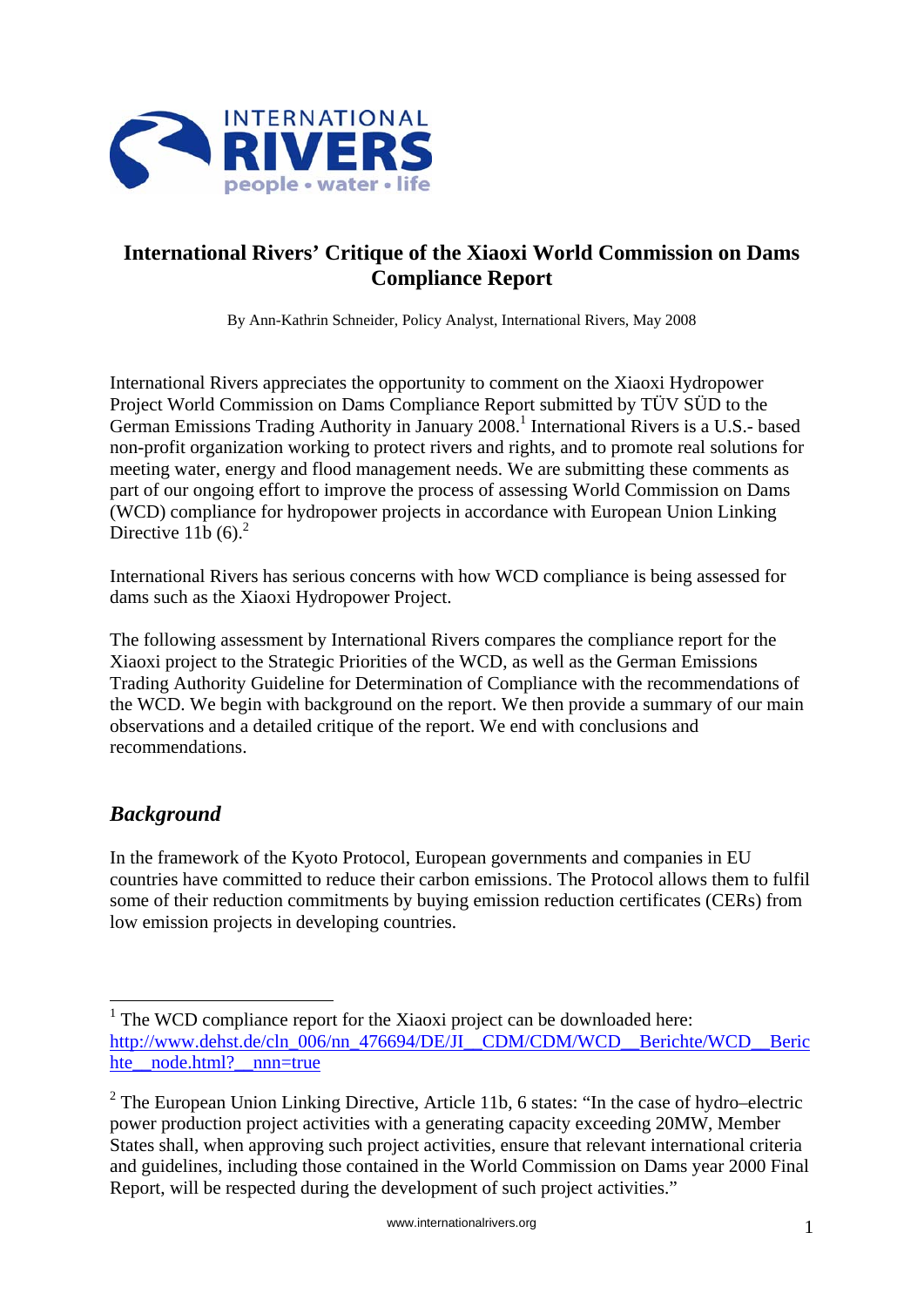# International Rivers' Critique of the Xiaoxi World Commission on Dams Compliance Report

By Ann-Kathrin Schneider, Policy Analyst, International Rivers, May 2008

International Rivers appreciates the opportunity to comment on the Xiaoxi Hydropower Project World Commission on Dams Compliance Report submitted by TÜV SÜD to the German Emissions Trading Authority in January 2008.[1] International Rivers is a U.S.- based non-profit organization working to protect rivers and rights, and to promote real solutions for meeting water, energy and flood management needs. We are submitting these comments as part of our ongoing effort to improve the process of assessing World Commission on Dams (WCD) compliance for hydropower projects in accordance with European Union Linking Directive 11b (6).[2]

International Rivers has serious concerns with how WCD compliance is being assessed for dams such as the Xiaoxi Hydropower Project.

The following assessment by International Rivers compares the compliance report for the Xiaoxi project to the Strategic Priorities of the WCD, as well as the German Emissions Trading Authority Guideline for Determination of Compliance with the recommendations of the WCD. We begin with background on the report. We then provide a summary of our main observations and a detailed critique of the report. We end with conclusions and recommendations.

## *Background*

In the framework of the Kyoto Protocol, European governments and companies in EU countries have committed to reduce their carbon emissions. The Protocol allows them to fulfil some of their reduction commitments by buying emission reduction certificates (CERs) from low emission projects in developing countries.

---

[1] The WCD compliance report for the Xiaoxi project can be downloaded here: http://www.dehst.de/cln_006/nn_476694/DE/JI__CDM/CDM/WCD__Berichte/WCD__Berichte__node.html?__nnn=true

[2] The European Union Linking Directive, Article 11b, 6 states: "In the case of hydro–electric power production project activities with a generating capacity exceeding 20MW, Member States shall, when approving such project activities, ensure that relevant international criteria and guidelines, including those contained in the World Commission on Dams year 2000 Final Report, will be respected during the development of such project activities."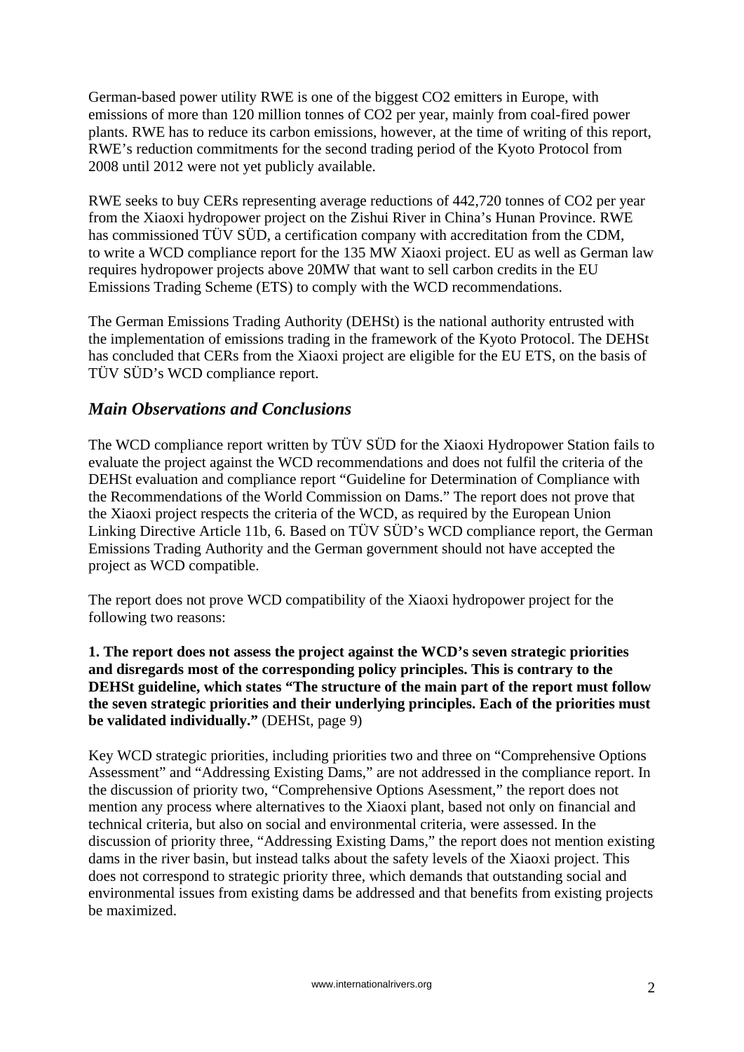German-based power utility RWE is one of the biggest $CO_2$ emitters in Europe, with emissions of more than 120 million tonnes of $CO_2$ per year, mainly from coal-fired power plants. RWE has to reduce its carbon emissions, however, at the time of writing of this report, RWE's reduction commitments for the second trading period of the Kyoto Protocol from 2008 until 2012 were not yet publicly available.

RWE seeks to buy CERs representing average reductions of 442,720 tonnes of $CO_2$ per year from the Xiaoxi hydropower project on the Zishui River in China's Hunan Province. RWE has commissioned TÜV SÜD, a certification company with accreditation from the CDM, to write a WCD compliance report for the 135 MW Xiaoxi project. EU as well as German law requires hydropower projects above 20MW that want to sell carbon credits in the EU Emissions Trading Scheme (ETS) to comply with the WCD recommendations.

The German Emissions Trading Authority (DEHSt) is the national authority entrusted with the implementation of emissions trading in the framework of the Kyoto Protocol. The DEHSt has concluded that CERs from the Xiaoxi project are eligible for the EU ETS, on the basis of TÜV SÜD's WCD compliance report.

## *Main Observations and Conclusions*

The WCD compliance report written by TÜV SÜD for the Xiaoxi Hydropower Station fails to evaluate the project against the WCD recommendations and does not fulfil the criteria of the DEHSt evaluation and compliance report "Guideline for Determination of Compliance with the Recommendations of the World Commission on Dams." The report does not prove that the Xiaoxi project respects the criteria of the WCD, as required by the European Union Linking Directive Article 11b, 6. Based on TÜV SÜD's WCD compliance report, the German Emissions Trading Authority and the German government should not have accepted the project as WCD compatible.

The report does not prove WCD compatibility of the Xiaoxi hydropower project for the following two reasons:

**1. The report does not assess the project against the WCD's seven strategic priorities and disregards most of the corresponding policy principles. This is contrary to the DEHSt guideline, which states "The structure of the main part of the report must follow the seven strategic priorities and their underlying principles. Each of the priorities must be validated individually."** (DEHSt, page 9)

Key WCD strategic priorities, including priorities two and three on "Comprehensive Options Assessment" and "Addressing Existing Dams," are not addressed in the compliance report. In the discussion of priority two, "Comprehensive Options Asessment," the report does not mention any process where alternatives to the Xiaoxi plant, based not only on financial and technical criteria, but also on social and environmental criteria, were assessed. In the discussion of priority three, "Addressing Existing Dams," the report does not mention existing dams in the river basin, but instead talks about the safety levels of the Xiaoxi project. This does not correspond to strategic priority three, which demands that outstanding social and environmental issues from existing dams be addressed and that benefits from existing projects be maximized.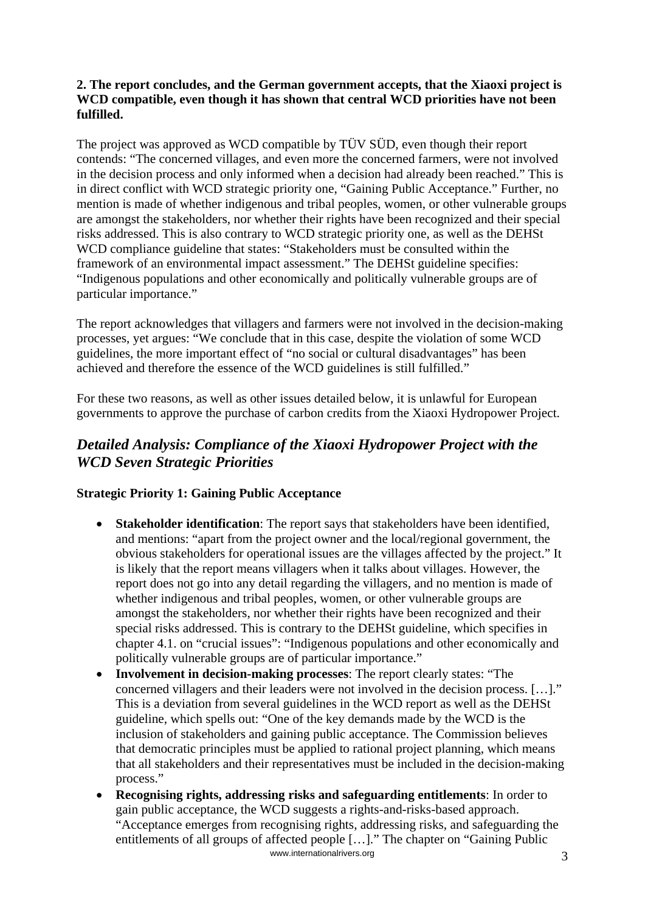**2. The report concludes, and the German government accepts, that the Xiaoxi project is WCD compatible, even though it has shown that central WCD priorities have not been fulfilled.**

The project was approved as WCD compatible by TÜV SÜD, even though their report contends: "The concerned villages, and even more the concerned farmers, were not involved in the decision process and only informed when a decision had already been reached." This is in direct conflict with WCD strategic priority one, "Gaining Public Acceptance." Further, no mention is made of whether indigenous and tribal peoples, women, or other vulnerable groups are amongst the stakeholders, nor whether their rights have been recognized and their special risks addressed. This is also contrary to WCD strategic priority one, as well as the DEHSt WCD compliance guideline that states: "Stakeholders must be consulted within the framework of an environmental impact assessment." The DEHSt guideline specifies: "Indigenous populations and other economically and politically vulnerable groups are of particular importance."

The report acknowledges that villagers and farmers were not involved in the decision-making processes, yet argues: "We conclude that in this case, despite the violation of some WCD guidelines, the more important effect of "no social or cultural disadvantages" has been achieved and therefore the essence of the WCD guidelines is still fulfilled."

For these two reasons, as well as other issues detailed below, it is unlawful for European governments to approve the purchase of carbon credits from the Xiaoxi Hydropower Project.

## *Detailed Analysis: Compliance of the Xiaoxi Hydropower Project with the WCD Seven Strategic Priorities*

**Strategic Priority 1: Gaining Public Acceptance**

- **Stakeholder identification**: The report says that stakeholders have been identified, and mentions: "apart from the project owner and the local/regional government, the obvious stakeholders for operational issues are the villages affected by the project." It is likely that the report means villagers when it talks about villages. However, the report does not go into any detail regarding the villagers, and no mention is made of whether indigenous and tribal peoples, women, or other vulnerable groups are amongst the stakeholders, nor whether their rights have been recognized and their special risks addressed. This is contrary to the DEHSt guideline, which specifies in chapter 4.1. on "crucial issues": "Indigenous populations and other economically and politically vulnerable groups are of particular importance."
- **Involvement in decision-making processes**: The report clearly states: "The concerned villagers and their leaders were not involved in the decision process. […]." This is a deviation from several guidelines in the WCD report as well as the DEHSt guideline, which spells out: "One of the key demands made by the WCD is the inclusion of stakeholders and gaining public acceptance. The Commission believes that democratic principles must be applied to rational project planning, which means that all stakeholders and their representatives must be included in the decision-making process."
- **Recognising rights, addressing risks and safeguarding entitlements**: In order to gain public acceptance, the WCD suggests a rights-and-risks-based approach. "Acceptance emerges from recognising rights, addressing risks, and safeguarding the entitlements of all groups of affected people […]." The chapter on "Gaining Public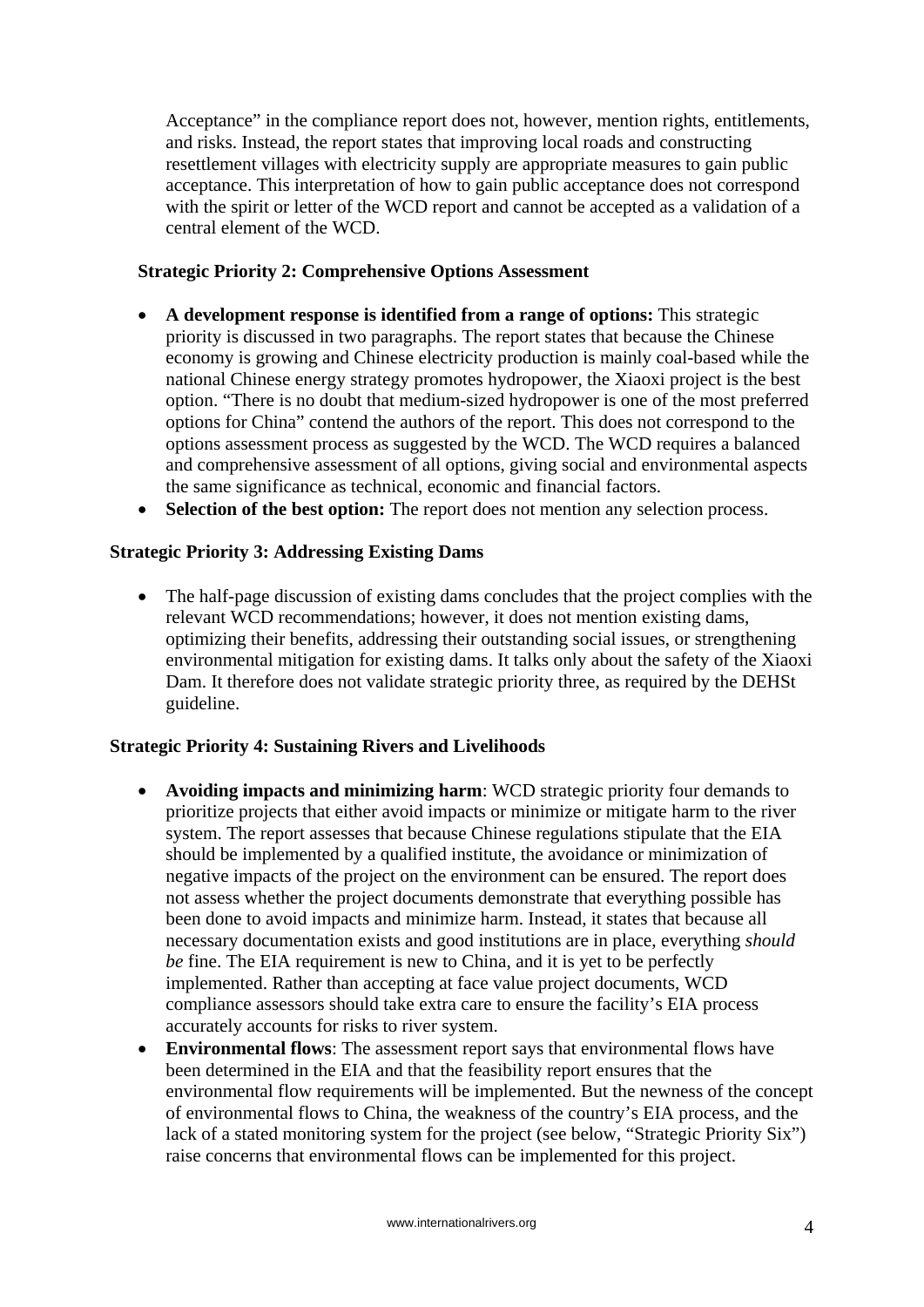Acceptance" in the compliance report does not, however, mention rights, entitlements, and risks. Instead, the report states that improving local roads and constructing resettlement villages with electricity supply are appropriate measures to gain public acceptance. This interpretation of how to gain public acceptance does not correspond with the spirit or letter of the WCD report and cannot be accepted as a validation of a central element of the WCD.

**Strategic Priority 2: Comprehensive Options Assessment**

- **A development response is identified from a range of options:** This strategic priority is discussed in two paragraphs. The report states that because the Chinese economy is growing and Chinese electricity production is mainly coal-based while the national Chinese energy strategy promotes hydropower, the Xiaoxi project is the best option. "There is no doubt that medium-sized hydropower is one of the most preferred options for China" contend the authors of the report. This does not correspond to the options assessment process as suggested by the WCD. The WCD requires a balanced and comprehensive assessment of all options, giving social and environmental aspects the same significance as technical, economic and financial factors.
- **Selection of the best option:** The report does not mention any selection process.

**Strategic Priority 3: Addressing Existing Dams**

- The half-page discussion of existing dams concludes that the project complies with the relevant WCD recommendations; however, it does not mention existing dams, optimizing their benefits, addressing their outstanding social issues, or strengthening environmental mitigation for existing dams. It talks only about the safety of the Xiaoxi Dam. It therefore does not validate strategic priority three, as required by the DEHSt guideline.

**Strategic Priority 4: Sustaining Rivers and Livelihoods**

- **Avoiding impacts and minimizing harm**: WCD strategic priority four demands to prioritize projects that either avoid impacts or minimize or mitigate harm to the river system. The report assesses that because Chinese regulations stipulate that the EIA should be implemented by a qualified institute, the avoidance or minimization of negative impacts of the project on the environment can be ensured. The report does not assess whether the project documents demonstrate that everything possible has been done to avoid impacts and minimize harm. Instead, it states that because all necessary documentation exists and good institutions are in place, everything *should be* fine. The EIA requirement is new to China, and it is yet to be perfectly implemented. Rather than accepting at face value project documents, WCD compliance assessors should take extra care to ensure the facility's EIA process accurately accounts for risks to river system.
- **Environmental flows**: The assessment report says that environmental flows have been determined in the EIA and that the feasibility report ensures that the environmental flow requirements will be implemented. But the newness of the concept of environmental flows to China, the weakness of the country's EIA process, and the lack of a stated monitoring system for the project (see below, "Strategic Priority Six") raise concerns that environmental flows can be implemented for this project.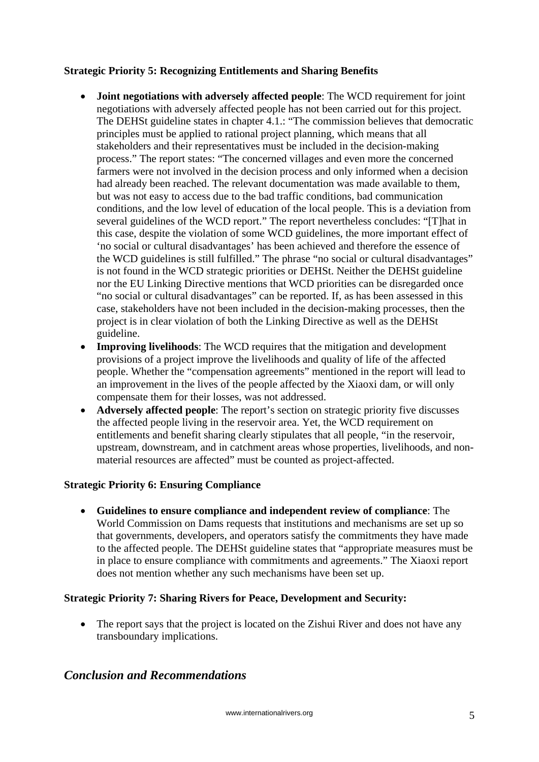**Strategic Priority 5: Recognizing Entitlements and Sharing Benefits**

- **Joint negotiations with adversely affected people**: The WCD requirement for joint negotiations with adversely affected people has not been carried out for this project. The DEHSt guideline states in chapter 4.1.: "The commission believes that democratic principles must be applied to rational project planning, which means that all stakeholders and their representatives must be included in the decision-making process." The report states: "The concerned villages and even more the concerned farmers were not involved in the decision process and only informed when a decision had already been reached. The relevant documentation was made available to them, but was not easy to access due to the bad traffic conditions, bad communication conditions, and the low level of education of the local people. This is a deviation from several guidelines of the WCD report." The report nevertheless concludes: "[T]hat in this case, despite the violation of some WCD guidelines, the more important effect of 'no social or cultural disadvantages' has been achieved and therefore the essence of the WCD guidelines is still fulfilled." The phrase "no social or cultural disadvantages" is not found in the WCD strategic priorities or DEHSt. Neither the DEHSt guideline nor the EU Linking Directive mentions that WCD priorities can be disregarded once "no social or cultural disadvantages" can be reported. If, as has been assessed in this case, stakeholders have not been included in the decision-making processes, then the project is in clear violation of both the Linking Directive as well as the DEHSt guideline.
- **Improving livelihoods**: The WCD requires that the mitigation and development provisions of a project improve the livelihoods and quality of life of the affected people. Whether the "compensation agreements" mentioned in the report will lead to an improvement in the lives of the people affected by the Xiaoxi dam, or will only compensate them for their losses, was not addressed.
- **Adversely affected people**: The report's section on strategic priority five discusses the affected people living in the reservoir area. Yet, the WCD requirement on entitlements and benefit sharing clearly stipulates that all people, "in the reservoir, upstream, downstream, and in catchment areas whose properties, livelihoods, and non-material resources are affected" must be counted as project-affected.

**Strategic Priority 6: Ensuring Compliance**

- **Guidelines to ensure compliance and independent review of compliance**: The World Commission on Dams requests that institutions and mechanisms are set up so that governments, developers, and operators satisfy the commitments they have made to the affected people. The DEHSt guideline states that "appropriate measures must be in place to ensure compliance with commitments and agreements." The Xiaoxi report does not mention whether any such mechanisms have been set up.

**Strategic Priority 7: Sharing Rivers for Peace, Development and Security:**

- The report says that the project is located on the Zishui River and does not have any transboundary implications.

## *Conclusion and Recommendations*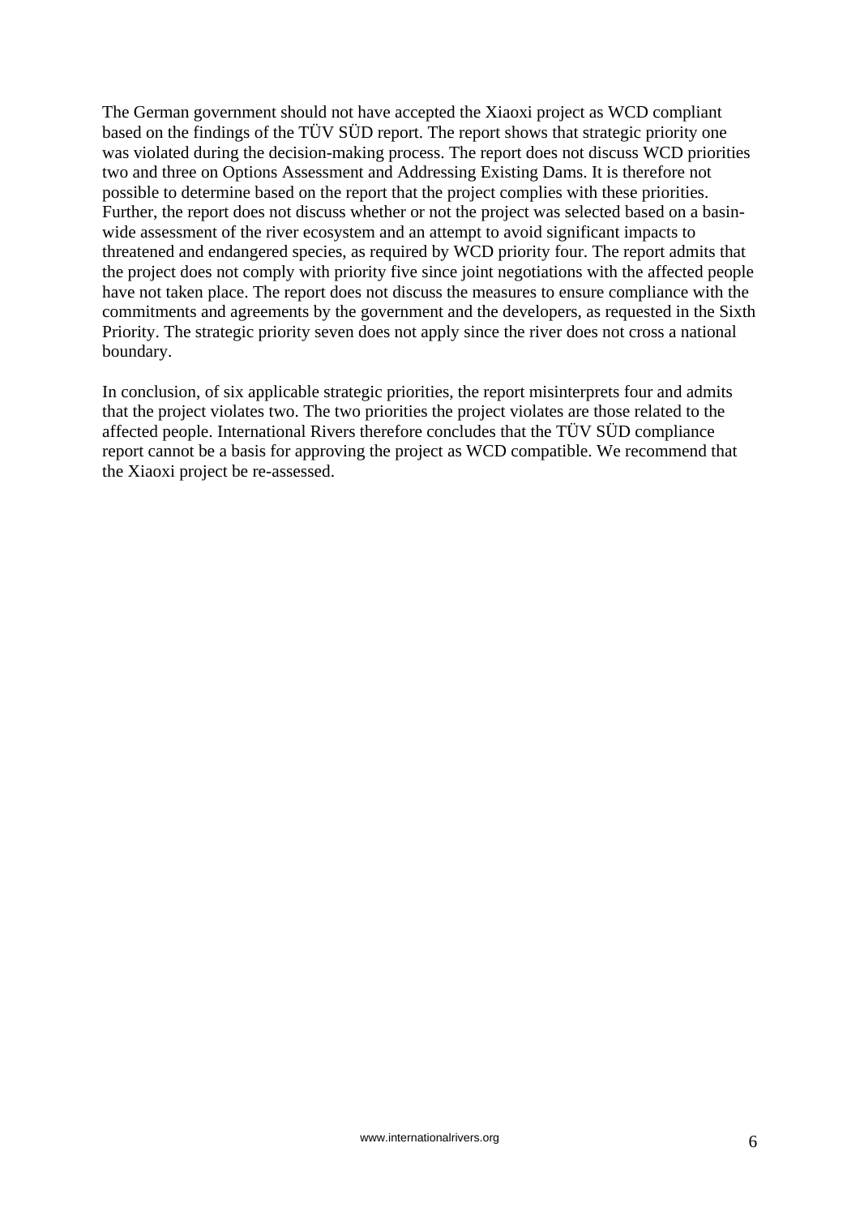The German government should not have accepted the Xiaoxi project as WCD compliant based on the findings of the TÜV SÜD report. The report shows that strategic priority one was violated during the decision-making process. The report does not discuss WCD priorities two and three on Options Assessment and Addressing Existing Dams. It is therefore not possible to determine based on the report that the project complies with these priorities. Further, the report does not discuss whether or not the project was selected based on a basin-wide assessment of the river ecosystem and an attempt to avoid significant impacts to threatened and endangered species, as required by WCD priority four. The report admits that the project does not comply with priority five since joint negotiations with the affected people have not taken place. The report does not discuss the measures to ensure compliance with the commitments and agreements by the government and the developers, as requested in the Sixth Priority. The strategic priority seven does not apply since the river does not cross a national boundary.

In conclusion, of six applicable strategic priorities, the report misinterprets four and admits that the project violates two. The two priorities the project violates are those related to the affected people. International Rivers therefore concludes that the TÜV SÜD compliance report cannot be a basis for approving the project as WCD compatible. We recommend that the Xiaoxi project be re-assessed.